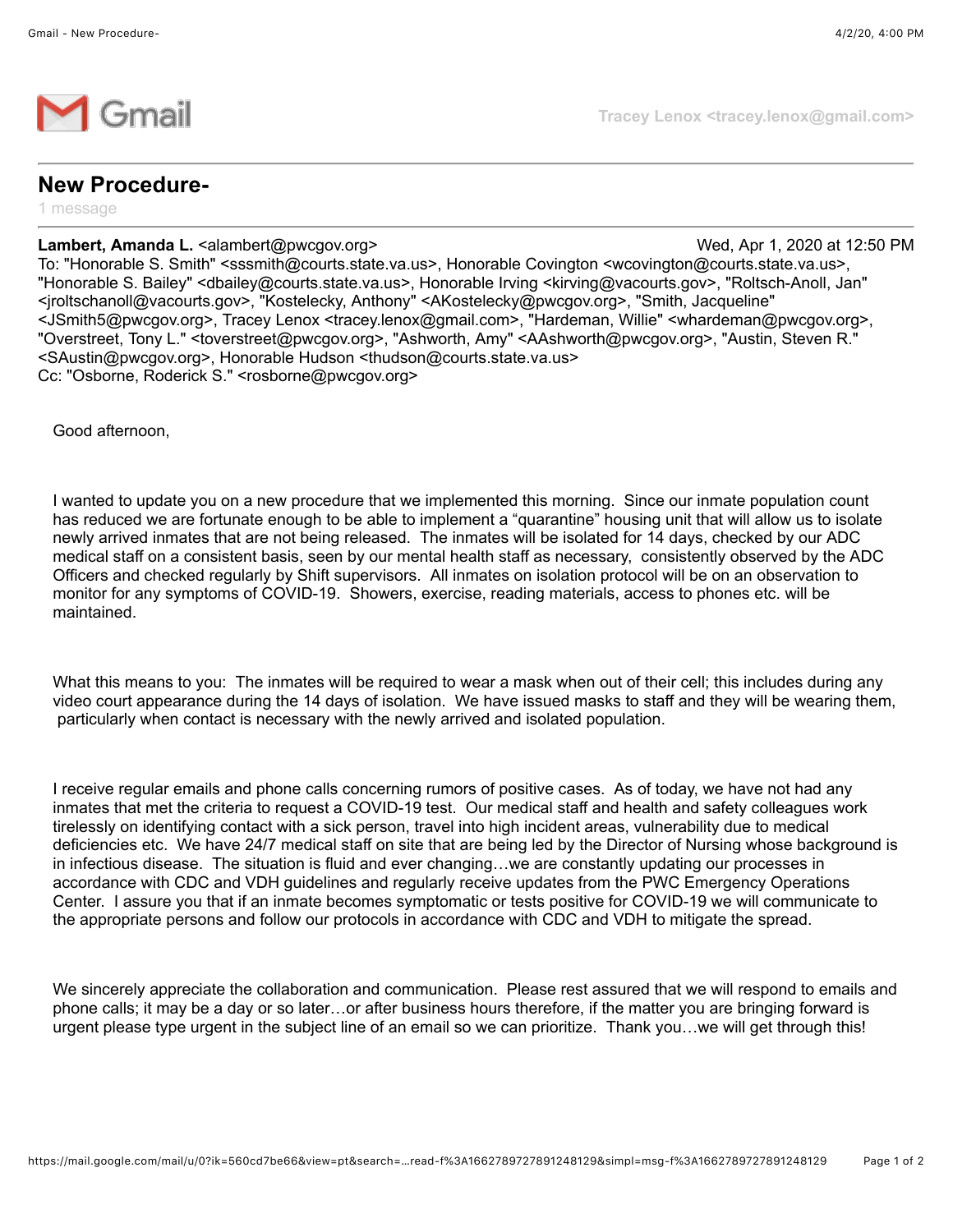Tracey Lenox <tracey.lenox@gmail.com>

# New Procedure-

1 message

**Lambert, Amanda L.** <alambert@pwcgov.org> Wed, Apr 1, 2020 at 12:50 PM
To: "Honorable S. Smith" <sssmith@courts.state.va.us>, Honorable Covington <wcovington@courts.state.va.us>, "Honorable S. Bailey" <dbailey@courts.state.va.us>, Honorable Irving <kirving@vacourts.gov>, "Roltsch-Anoll, Jan" <jroltschanoll@vacourts.gov>, "Kostelecky, Anthony" <AKostelecky@pwcgov.org>, "Smith, Jacqueline" <JSmith5@pwcgov.org>, Tracey Lenox <tracey.lenox@gmail.com>, "Hardeman, Willie" <whardeman@pwcgov.org>, "Overstreet, Tony L." <toverstreet@pwcgov.org>, "Ashworth, Amy" <AAshworth@pwcgov.org>, "Austin, Steven R." <SAustin@pwcgov.org>, Honorable Hudson <thudson@courts.state.va.us>
Cc: "Osborne, Roderick S." <rosborne@pwcgov.org>

Good afternoon,

I wanted to update you on a new procedure that we implemented this morning. Since our inmate population count has reduced we are fortunate enough to be able to implement a "quarantine" housing unit that will allow us to isolate newly arrived inmates that are not being released. The inmates will be isolated for 14 days, checked by our ADC medical staff on a consistent basis, seen by our mental health staff as necessary, consistently observed by the ADC Officers and checked regularly by Shift supervisors. All inmates on isolation protocol will be on an observation to monitor for any symptoms of COVID-19. Showers, exercise, reading materials, access to phones etc. will be maintained.

What this means to you: The inmates will be required to wear a mask when out of their cell; this includes during any video court appearance during the 14 days of isolation. We have issued masks to staff and they will be wearing them, particularly when contact is necessary with the newly arrived and isolated population.

I receive regular emails and phone calls concerning rumors of positive cases. As of today, we have not had any inmates that met the criteria to request a COVID-19 test. Our medical staff and health and safety colleagues work tirelessly on identifying contact with a sick person, travel into high incident areas, vulnerability due to medical deficiencies etc. We have 24/7 medical staff on site that are being led by the Director of Nursing whose background is in infectious disease. The situation is fluid and ever changing…we are constantly updating our processes in accordance with CDC and VDH guidelines and regularly receive updates from the PWC Emergency Operations Center. I assure you that if an inmate becomes symptomatic or tests positive for COVID-19 we will communicate to the appropriate persons and follow our protocols in accordance with CDC and VDH to mitigate the spread.

We sincerely appreciate the collaboration and communication. Please rest assured that we will respond to emails and phone calls; it may be a day or so later…or after business hours therefore, if the matter you are bringing forward is urgent please type urgent in the subject line of an email so we can prioritize. Thank you…we will get through this!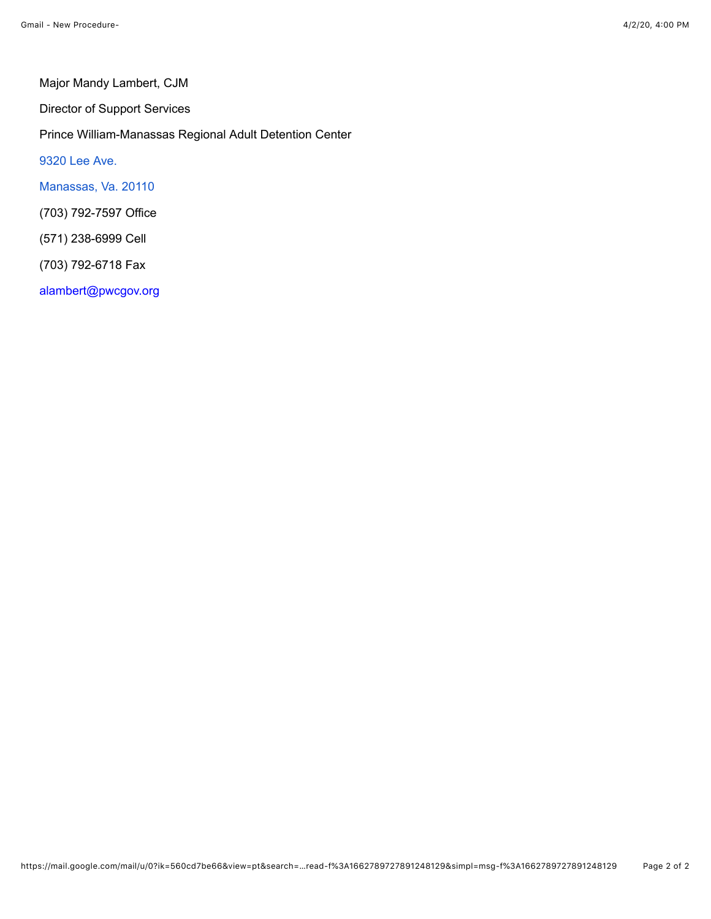Major Mandy Lambert, CJM

Director of Support Services

Prince William-Manassas Regional Adult Detention Center

9320 Lee Ave.

Manassas, Va. 20110

(703) 792-7597 Office

(571) 238-6999 Cell

(703) 792-6718 Fax

alambert@pwcgov.org